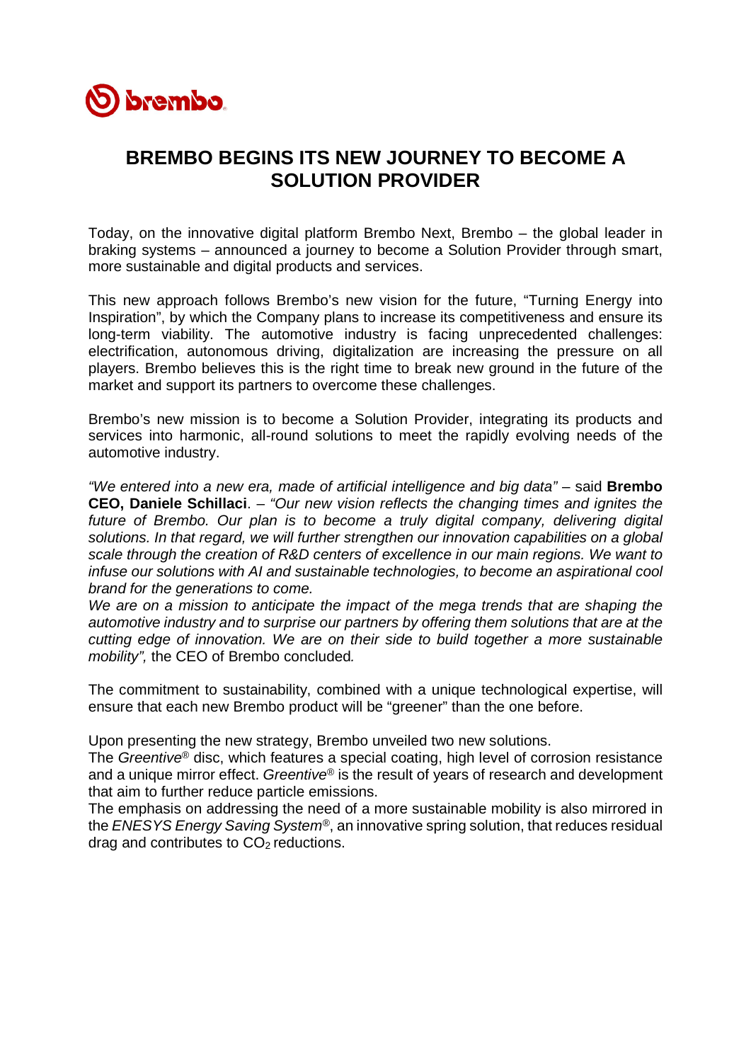# BREMBO BEGINS ITS NEW JOURNEY TO BECOME A SOLUTION PROVIDER

Today, on the innovative digital platform Brembo Next, Brembo – the global leader in braking systems – announced a journey to become a Solution Provider through smart, more sustainable and digital products and services.

This new approach follows Brembo's new vision for the future, "Turning Energy into Inspiration", by which the Company plans to increase its competitiveness and ensure its long-term viability. The automotive industry is facing unprecedented challenges: electrification, autonomous driving, digitalization are increasing the pressure on all players. Brembo believes this is the right time to break new ground in the future of the market and support its partners to overcome these challenges.

Brembo's new mission is to become a Solution Provider, integrating its products and services into harmonic, all-round solutions to meet the rapidly evolving needs of the automotive industry.

*"We entered into a new era, made of artificial intelligence and big data"* – said **Brembo CEO, Daniele Schillaci**. – *"Our new vision reflects the changing times and ignites the future of Brembo. Our plan is to become a truly digital company, delivering digital solutions. In that regard, we will further strengthen our innovation capabilities on a global scale through the creation of R&D centers of excellence in our main regions. We want to infuse our solutions with AI and sustainable technologies, to become an aspirational cool brand for the generations to come.*
*We are on a mission to anticipate the impact of the mega trends that are shaping the automotive industry and to surprise our partners by offering them solutions that are at the cutting edge of innovation. We are on their side to build together a more sustainable mobility",* the CEO of Brembo concluded*.*

The commitment to sustainability, combined with a unique technological expertise, will ensure that each new Brembo product will be "greener" than the one before.

Upon presenting the new strategy, Brembo unveiled two new solutions.
The *Greentive*® disc, which features a special coating, high level of corrosion resistance and a unique mirror effect. *Greentive*® is the result of years of research and development that aim to further reduce particle emissions.
The emphasis on addressing the need of a more sustainable mobility is also mirrored in the *ENESYS Energy Saving System*®, an innovative spring solution, that reduces residual drag and contributes to $CO_2$ reductions.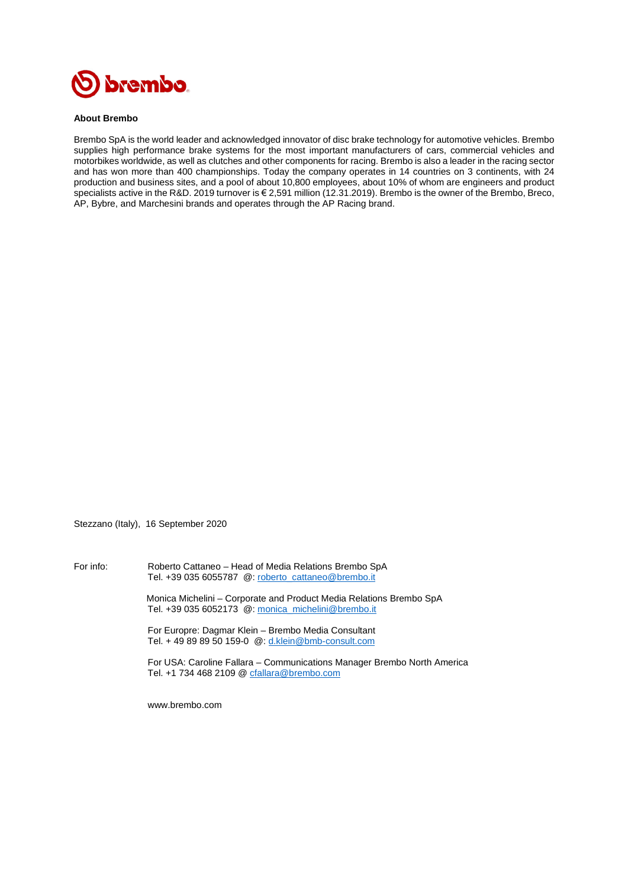**About Brembo**

Brembo SpA is the world leader and acknowledged innovator of disc brake technology for automotive vehicles. Brembo supplies high performance brake systems for the most important manufacturers of cars, commercial vehicles and motorbikes worldwide, as well as clutches and other components for racing. Brembo is also a leader in the racing sector and has won more than 400 championships. Today the company operates in 14 countries on 3 continents, with 24 production and business sites, and a pool of about 10,800 employees, about 10% of whom are engineers and product specialists active in the R&D. 2019 turnover is € 2,591 million (12.31.2019). Brembo is the owner of the Brembo, Breco, AP, Bybre, and Marchesini brands and operates through the AP Racing brand.

Stezzano (Italy), 16 September 2020

For info:

Roberto Cattaneo – Head of Media Relations Brembo SpA
Tel. +39 035 6055787 @: roberto_cattaneo@brembo.it

Monica Michelini – Corporate and Product Media Relations Brembo SpA
Tel. +39 035 6052173 @: monica_michelini@brembo.it

For Europre: Dagmar Klein – Brembo Media Consultant
Tel. + 49 89 89 50 159-0 @: d.klein@bmb-consult.com

For USA: Caroline Fallara – Communications Manager Brembo North America
Tel. +1 734 468 2109 @ cfallara@brembo.com

www.brembo.com